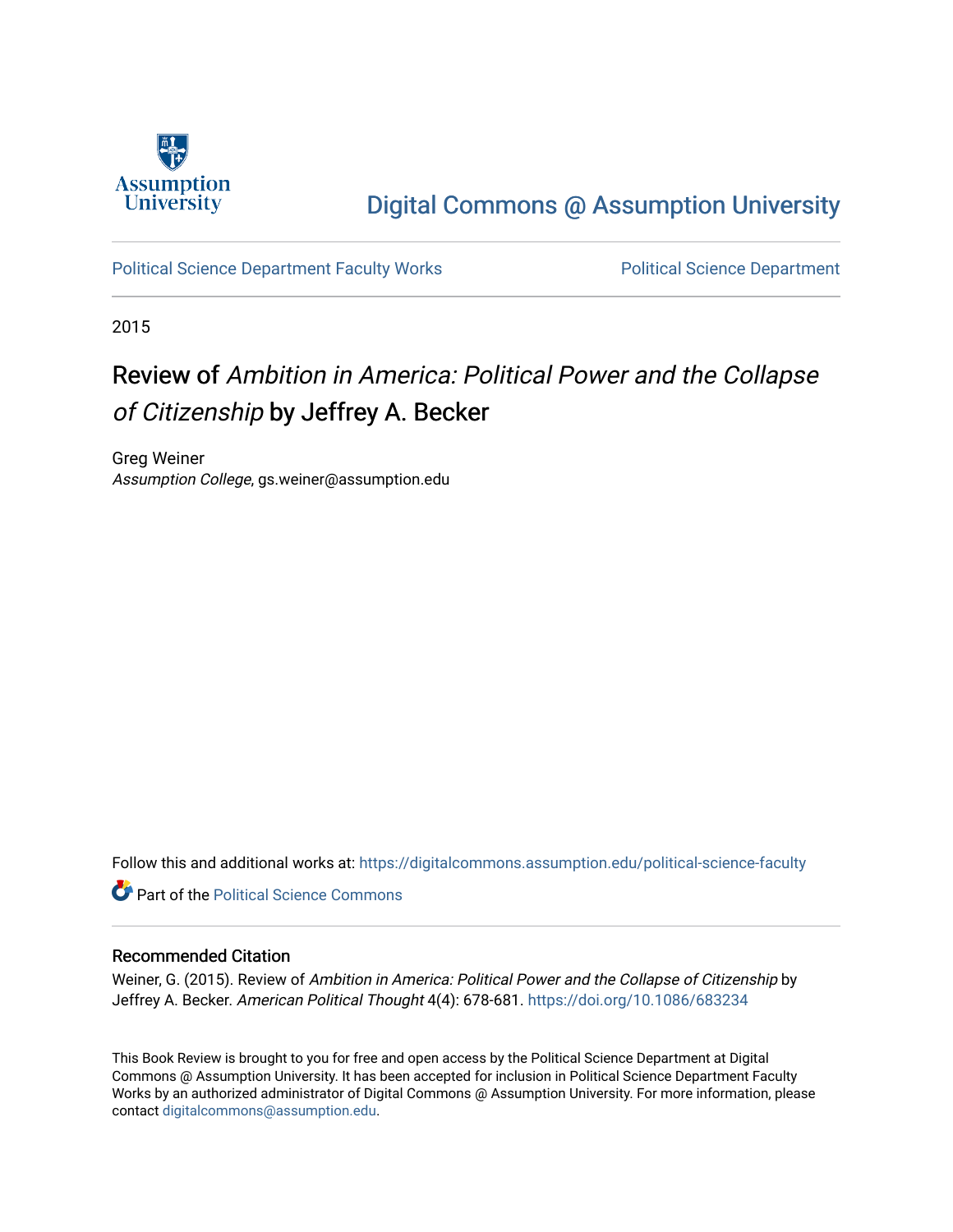Digital Commons @ Assumption University

Political Science Department Faculty Works | Political Science Department

2015

# Review of *Ambition in America: Political Power and the Collapse of Citizenship* by Jeffrey A. Becker

Greg Weiner
*Assumption College*, gs.weiner@assumption.edu

Follow this and additional works at: https://digitalcommons.assumption.edu/political-science-faculty

Part of the Political Science Commons

## Recommended Citation

Weiner, G. (2015). Review of *Ambition in America: Political Power and the Collapse of Citizenship* by Jeffrey A. Becker. *American Political Thought* 4(4): 678-681. https://doi.org/10.1086/683234

This Book Review is brought to you for free and open access by the Political Science Department at Digital Commons @ Assumption University. It has been accepted for inclusion in Political Science Department Faculty Works by an authorized administrator of Digital Commons @ Assumption University. For more information, please contact digitalcommons@assumption.edu.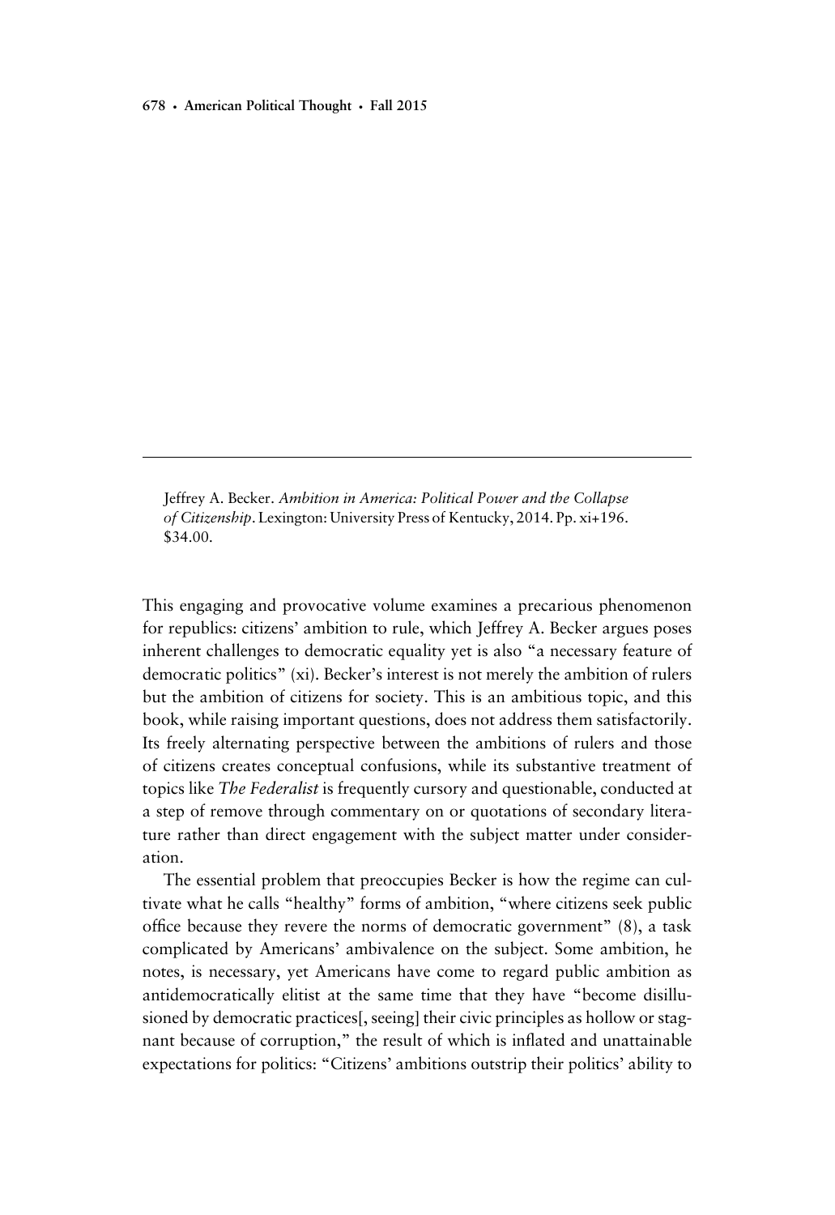Jeffrey A. Becker. *Ambition in America: Political Power and the Collapse of Citizenship*. Lexington: University Press of Kentucky, 2014. Pp. xi+196. $34.00.

This engaging and provocative volume examines a precarious phenomenon for republics: citizens' ambition to rule, which Jeffrey A. Becker argues poses inherent challenges to democratic equality yet is also "a necessary feature of democratic politics" (xi). Becker's interest is not merely the ambition of rulers but the ambition of citizens for society. This is an ambitious topic, and this book, while raising important questions, does not address them satisfactorily. Its freely alternating perspective between the ambitions of rulers and those of citizens creates conceptual confusions, while its substantive treatment of topics like *The Federalist* is frequently cursory and questionable, conducted at a step of remove through commentary on or quotations of secondary literature rather than direct engagement with the subject matter under consideration.

The essential problem that preoccupies Becker is how the regime can cultivate what he calls "healthy" forms of ambition, "where citizens seek public office because they revere the norms of democratic government" (8), a task complicated by Americans' ambivalence on the subject. Some ambition, he notes, is necessary, yet Americans have come to regard public ambition as antidemocratically elitist at the same time that they have "become disillusioned by democratic practices[, seeing] their civic principles as hollow or stagnant because of corruption," the result of which is inflated and unattainable expectations for politics: "Citizens' ambitions outstrip their politics' ability to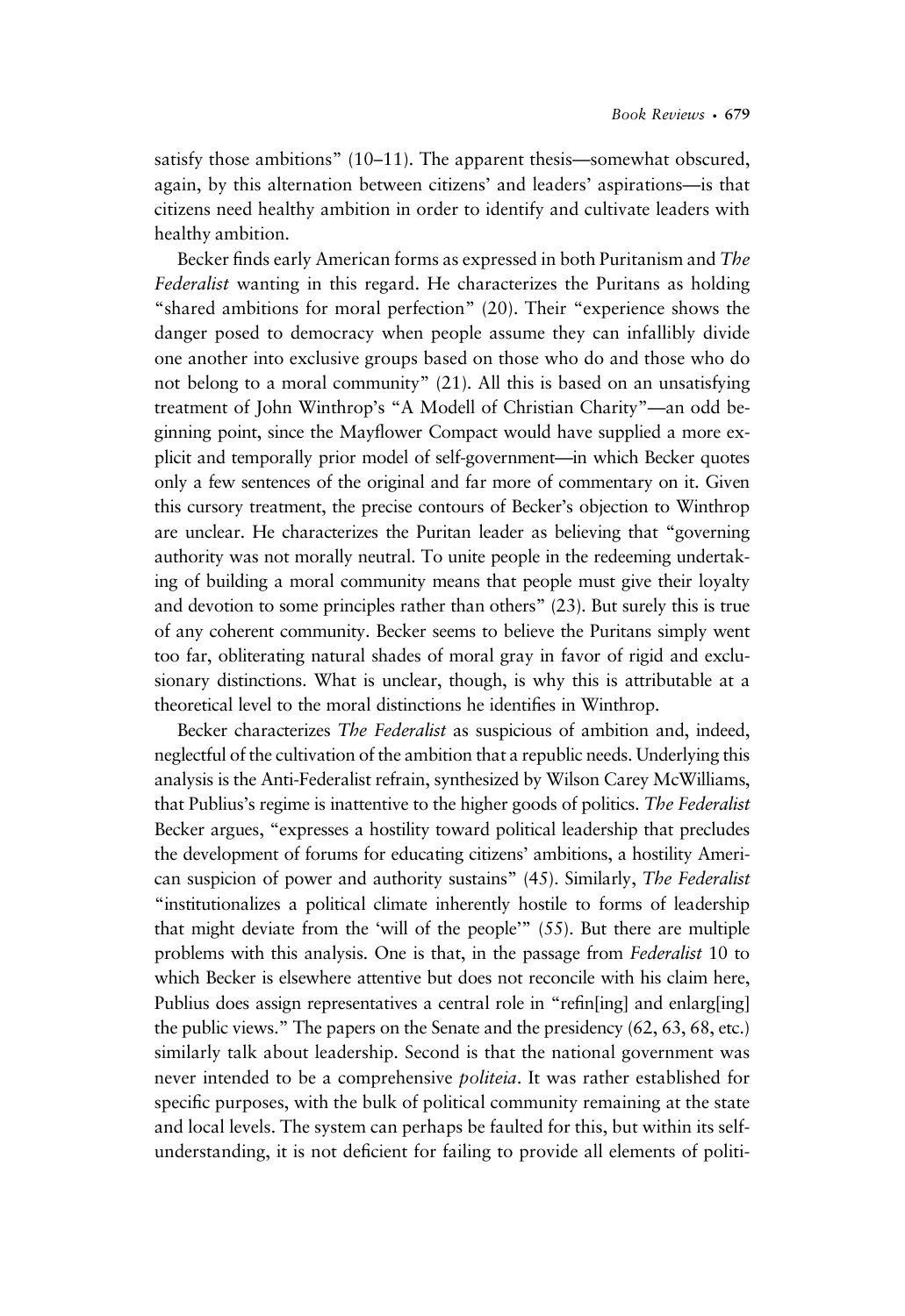satisfy those ambitions" (10–11). The apparent thesis—somewhat obscured, again, by this alternation between citizens' and leaders' aspirations—is that citizens need healthy ambition in order to identify and cultivate leaders with healthy ambition.

Becker finds early American forms as expressed in both Puritanism and *The Federalist* wanting in this regard. He characterizes the Puritans as holding "shared ambitions for moral perfection" (20). Their "experience shows the danger posed to democracy when people assume they can infallibly divide one another into exclusive groups based on those who do and those who do not belong to a moral community" (21). All this is based on an unsatisfying treatment of John Winthrop's "A Modell of Christian Charity"—an odd beginning point, since the Mayflower Compact would have supplied a more explicit and temporally prior model of self-government—in which Becker quotes only a few sentences of the original and far more of commentary on it. Given this cursory treatment, the precise contours of Becker's objection to Winthrop are unclear. He characterizes the Puritan leader as believing that "governing authority was not morally neutral. To unite people in the redeeming undertaking of building a moral community means that people must give their loyalty and devotion to some principles rather than others" (23). But surely this is true of any coherent community. Becker seems to believe the Puritans simply went too far, obliterating natural shades of moral gray in favor of rigid and exclusionary distinctions. What is unclear, though, is why this is attributable at a theoretical level to the moral distinctions he identifies in Winthrop.

Becker characterizes *The Federalist* as suspicious of ambition and, indeed, neglectful of the cultivation of the ambition that a republic needs. Underlying this analysis is the Anti-Federalist refrain, synthesized by Wilson Carey McWilliams, that Publius's regime is inattentive to the higher goods of politics. *The Federalist* Becker argues, "expresses a hostility toward political leadership that precludes the development of forums for educating citizens' ambitions, a hostility American suspicion of power and authority sustains" (45). Similarly, *The Federalist* "institutionalizes a political climate inherently hostile to forms of leadership that might deviate from the 'will of the people'" (55). But there are multiple problems with this analysis. One is that, in the passage from *Federalist* 10 to which Becker is elsewhere attentive but does not reconcile with his claim here, Publius does assign representatives a central role in "refin[ing] and enlarg[ing] the public views." The papers on the Senate and the presidency (62, 63, 68, etc.) similarly talk about leadership. Second is that the national government was never intended to be a comprehensive *politeia*. It was rather established for specific purposes, with the bulk of political community remaining at the state and local levels. The system can perhaps be faulted for this, but within its self-understanding, it is not deficient for failing to provide all elements of politi-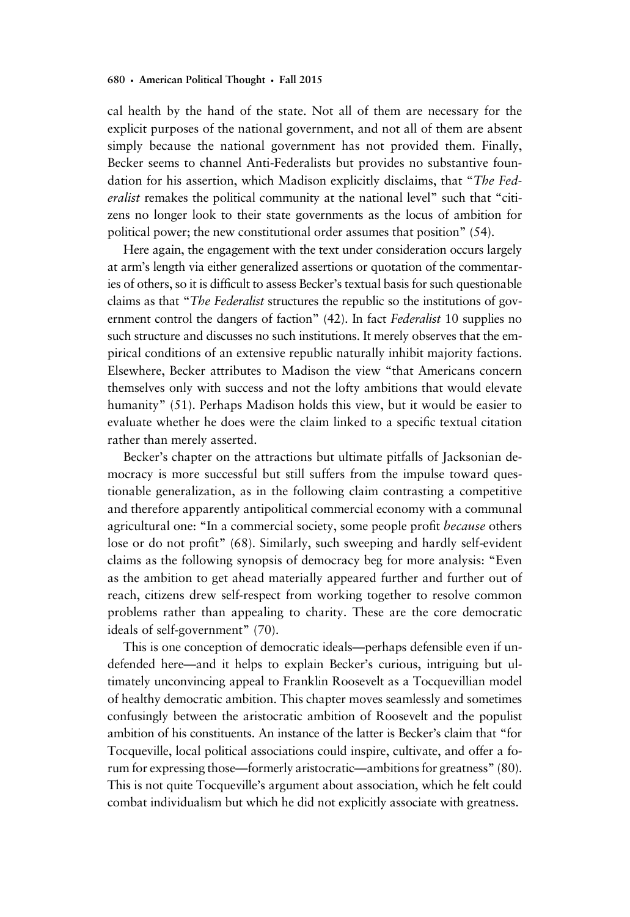cal health by the hand of the state. Not all of them are necessary for the explicit purposes of the national government, and not all of them are absent simply because the national government has not provided them. Finally, Becker seems to channel Anti-Federalists but provides no substantive foundation for his assertion, which Madison explicitly disclaims, that "*The Federalist* remakes the political community at the national level" such that "citizens no longer look to their state governments as the locus of ambition for political power; the new constitutional order assumes that position" (54).

Here again, the engagement with the text under consideration occurs largely at arm's length via either generalized assertions or quotation of the commentaries of others, so it is difficult to assess Becker's textual basis for such questionable claims as that "*The Federalist* structures the republic so the institutions of government control the dangers of faction" (42). In fact *Federalist* 10 supplies no such structure and discusses no such institutions. It merely observes that the empirical conditions of an extensive republic naturally inhibit majority factions. Elsewhere, Becker attributes to Madison the view "that Americans concern themselves only with success and not the lofty ambitions that would elevate humanity" (51). Perhaps Madison holds this view, but it would be easier to evaluate whether he does were the claim linked to a specific textual citation rather than merely asserted.

Becker's chapter on the attractions but ultimate pitfalls of Jacksonian democracy is more successful but still suffers from the impulse toward questionable generalization, as in the following claim contrasting a competitive and therefore apparently antipolitical commercial economy with a communal agricultural one: "In a commercial society, some people profit *because* others lose or do not profit" (68). Similarly, such sweeping and hardly self-evident claims as the following synopsis of democracy beg for more analysis: "Even as the ambition to get ahead materially appeared further and further out of reach, citizens drew self-respect from working together to resolve common problems rather than appealing to charity. These are the core democratic ideals of self-government" (70).

This is one conception of democratic ideals—perhaps defensible even if undefended here—and it helps to explain Becker's curious, intriguing but ultimately unconvincing appeal to Franklin Roosevelt as a Tocquevillian model of healthy democratic ambition. This chapter moves seamlessly and sometimes confusingly between the aristocratic ambition of Roosevelt and the populist ambition of his constituents. An instance of the latter is Becker's claim that "for Tocqueville, local political associations could inspire, cultivate, and offer a forum for expressing those—formerly aristocratic—ambitions for greatness" (80). This is not quite Tocqueville's argument about association, which he felt could combat individualism but which he did not explicitly associate with greatness.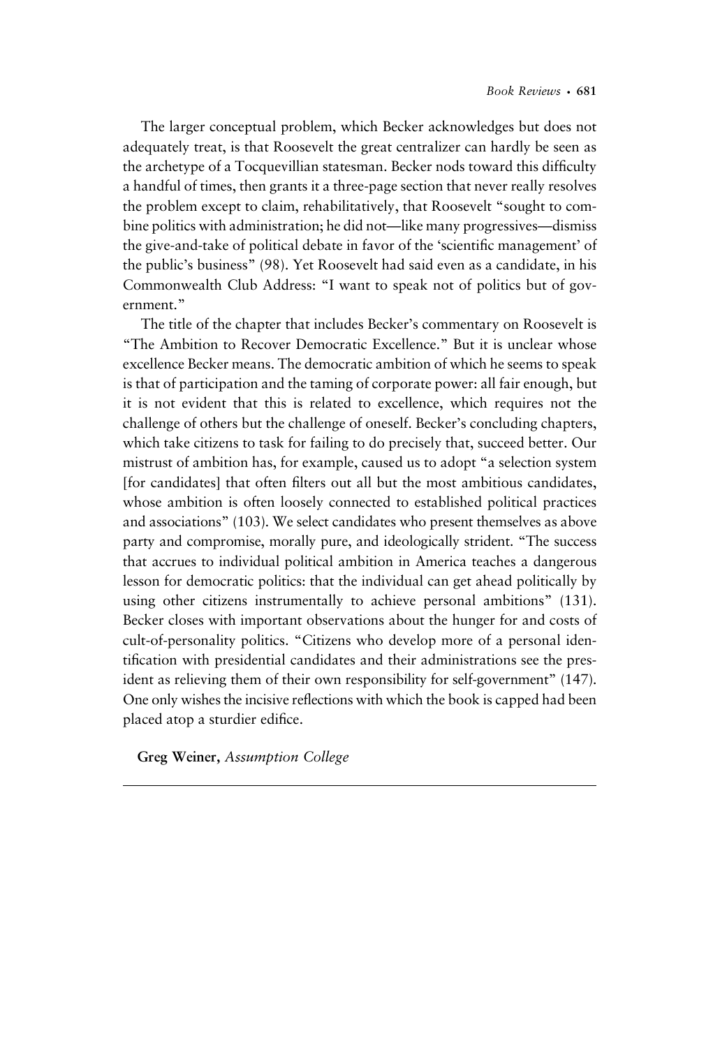The larger conceptual problem, which Becker acknowledges but does not adequately treat, is that Roosevelt the great centralizer can hardly be seen as the archetype of a Tocquevillian statesman. Becker nods toward this difficulty a handful of times, then grants it a three-page section that never really resolves the problem except to claim, rehabilitatively, that Roosevelt "sought to combine politics with administration; he did not—like many progressives—dismiss the give-and-take of political debate in favor of the 'scientific management' of the public's business" (98). Yet Roosevelt had said even as a candidate, in his Commonwealth Club Address: "I want to speak not of politics but of government."

The title of the chapter that includes Becker's commentary on Roosevelt is "The Ambition to Recover Democratic Excellence." But it is unclear whose excellence Becker means. The democratic ambition of which he seems to speak is that of participation and the taming of corporate power: all fair enough, but it is not evident that this is related to excellence, which requires not the challenge of others but the challenge of oneself. Becker's concluding chapters, which take citizens to task for failing to do precisely that, succeed better. Our mistrust of ambition has, for example, caused us to adopt "a selection system [for candidates] that often filters out all but the most ambitious candidates, whose ambition is often loosely connected to established political practices and associations" (103). We select candidates who present themselves as above party and compromise, morally pure, and ideologically strident. "The success that accrues to individual political ambition in America teaches a dangerous lesson for democratic politics: that the individual can get ahead politically by using other citizens instrumentally to achieve personal ambitions" (131). Becker closes with important observations about the hunger for and costs of cult-of-personality politics. "Citizens who develop more of a personal identification with presidential candidates and their administrations see the president as relieving them of their own responsibility for self-government" (147). One only wishes the incisive reflections with which the book is capped had been placed atop a sturdier edifice.

**Greg Weiner,** *Assumption College*